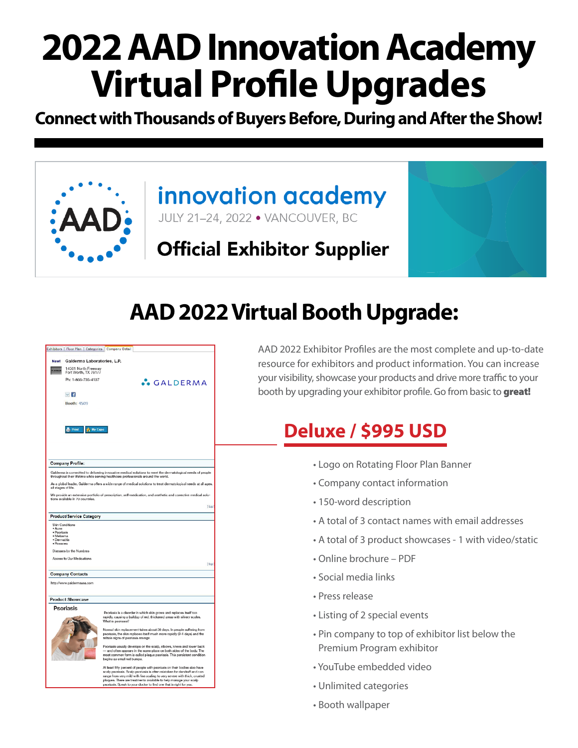# 2022 AAD Innovation Academy Virtual Profile Upgrades

**Connect with Thousands of Buyers Before, During and After the Show!**

innovation academy

JULY 21–24, 2022 • VANCOUVER, BC

**Official Exhibitor Supplier**

## AAD 2022 Virtual Booth Upgrade:

AAD 2022 Exhibitor Profiles are the most complete and up-to-date resource for exhibitors and product information. You can increase your visibility, showcase your products and drive more traffic to your booth by upgrading your exhibitor profile. Go from basic to **great!**

## Deluxe / $995 USD

- Logo on Rotating Floor Plan Banner
- Company contact information
- 150-word description
- A total of 3 contact names with email addresses
- A total of 3 product showcases - 1 with video/static
- Online brochure – PDF
- Social media links
- Press release
- Listing of 2 special events
- Pin company to top of exhibitor list below the Premium Program exhibitor
- YouTube embedded video
- Unlimited categories
- Booth wallpaper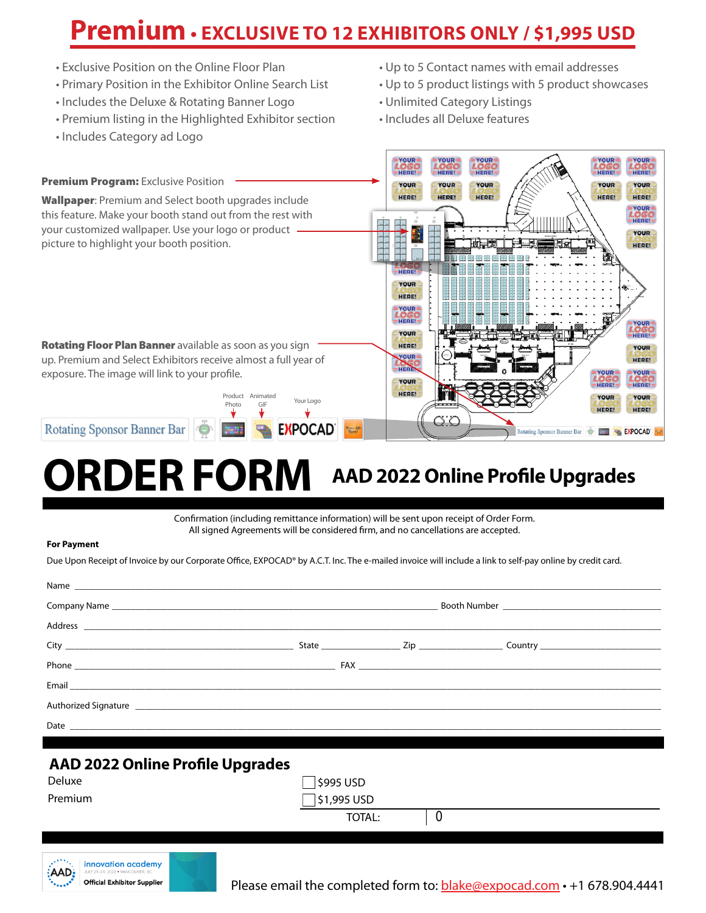# Premium • EXCLUSIVE TO 12 EXHIBITORS ONLY / $1,995 USD

- Exclusive Position on the Online Floor Plan
- Primary Position in the Exhibitor Online Search List
- Includes the Deluxe & Rotating Banner Logo
- Premium listing in the Highlighted Exhibitor section
- Includes Category ad Logo
- Up to 5 Contact names with email addresses
- Up to 5 product listings with 5 product showcases
- Unlimited Category Listings
- Includes all Deluxe features

**Premium Program:** Exclusive Position

**Wallpaper**: Premium and Select booth upgrades include this feature. Make your booth stand out from the rest with your customized wallpaper. Use your logo or product picture to highlight your booth position.

**Rotating Floor Plan Banner** available as soon as you sign up. Premium and Select Exhibitors receive almost a full year of exposure. The image will link to your profile.

Product Photo
Animated GIF
Your Logo
Rotating Sponsor Banner Bar

# ORDER FORM

## AAD 2022 Online Profile Upgrades

Confirmation (including remittance information) will be sent upon receipt of Order Form.
All signed Agreements will be considered firm, and no cancellations are accepted.

**For Payment**

Due Upon Receipt of Invoice by our Corporate Office, EXPOCAD® by A.C.T. Inc. The e-mailed invoice will include a link to self-pay online by credit card.

Name ______________________________

Company Name ______________________ Booth Number ______________

Address ______________________________

City ______________ State ________ Zip ________ Country ________

Phone ______________________ FAX ______________________

Email ______________________________

Authorized Signature ______________________________

Date ______________________________

## AAD 2022 Online Profile Upgrades

| | |
|---|---|
| Deluxe | ☐ $995 USD |
| Premium | ☐ $1,995 USD |
| TOTAL: | 0 |

AAD innovation academy JULY 21-24, 2022 • VANCOUVER, BC
Official Exhibitor Supplier

Please email the completed form to: blake@expocad.com • +1 678.904.4441